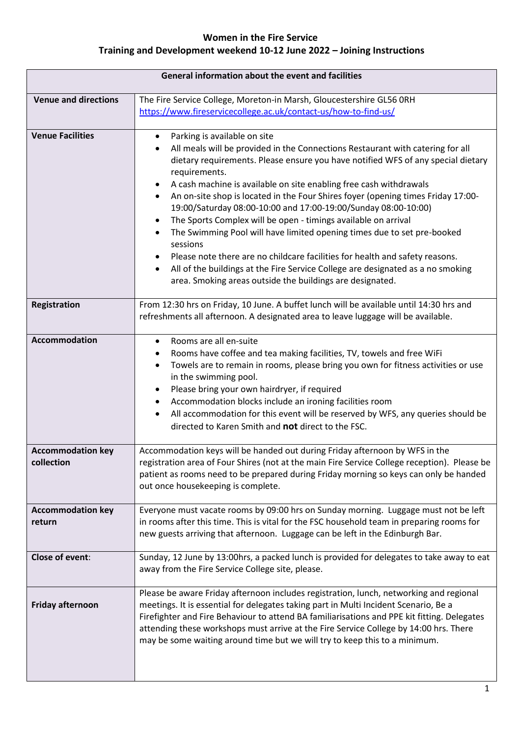# Women in the Fire Service
## Training and Development weekend 10-12 June 2022 – Joining Instructions

| General information about the event and facilities | |
|---|---|
| **Venue and directions** | The Fire Service College, Moreton-in Marsh, Gloucestershire GL56 0RH<br>https://www.fireservicecollege.ac.uk/contact-us/how-to-find-us/ |
| **Venue Facilities** | • Parking is available on site<br>• All meals will be provided in the Connections Restaurant with catering for all dietary requirements. Please ensure you have notified WFS of any special dietary requirements.<br>• A cash machine is available on site enabling free cash withdrawals<br>• An on-site shop is located in the Four Shires foyer (opening times Friday 17:00-19:00/Saturday 08:00-10:00 and 17:00-19:00/Sunday 08:00-10:00)<br>• The Sports Complex will be open - timings available on arrival<br>• The Swimming Pool will have limited opening times due to set pre-booked sessions<br>• Please note there are no childcare facilities for health and safety reasons.<br>• All of the buildings at the Fire Service College are designated as a no smoking area. Smoking areas outside the buildings are designated. |
| **Registration** | From 12:30 hrs on Friday, 10 June. A buffet lunch will be available until 14:30 hrs and refreshments all afternoon. A designated area to leave luggage will be available. |
| **Accommodation** | • Rooms are all en-suite<br>• Rooms have coffee and tea making facilities, TV, towels and free WiFi<br>• Towels are to remain in rooms, please bring you own for fitness activities or use in the swimming pool.<br>• Please bring your own hairdryer, if required<br>• Accommodation blocks include an ironing facilities room<br>• All accommodation for this event will be reserved by WFS, any queries should be directed to Karen Smith and **not** direct to the FSC. |
| **Accommodation key collection** | Accommodation keys will be handed out during Friday afternoon by WFS in the registration area of Four Shires (not at the main Fire Service College reception). Please be patient as rooms need to be prepared during Friday morning so keys can only be handed out once housekeeping is complete. |
| **Accommodation key return** | Everyone must vacate rooms by 09:00 hrs on Sunday morning. Luggage must not be left in rooms after this time. This is vital for the FSC household team in preparing rooms for new guests arriving that afternoon. Luggage can be left in the Edinburgh Bar. |
| **Close of event**: | Sunday, 12 June by 13:00hrs, a packed lunch is provided for delegates to take away to eat away from the Fire Service College site, please. |
| **Friday afternoon** | Please be aware Friday afternoon includes registration, lunch, networking and regional meetings. It is essential for delegates taking part in Multi Incident Scenario, Be a Firefighter and Fire Behaviour to attend BA familiarisations and PPE kit fitting. Delegates attending these workshops must arrive at the Fire Service College by 14:00 hrs. There may be some waiting around time but we will try to keep this to a minimum. |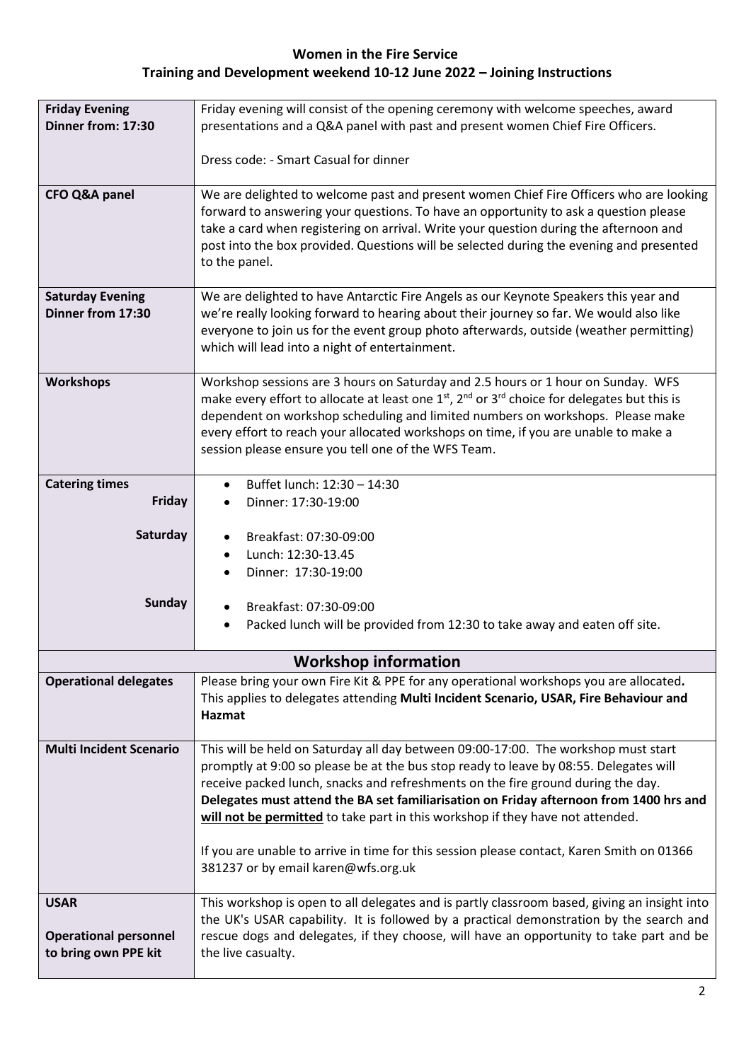## Women in the Fire Service

## Training and Development weekend 10-12 June 2022 – Joining Instructions

| | |
|---|---|
| **Friday Evening Dinner from: 17:30** | Friday evening will consist of the opening ceremony with welcome speeches, award presentations and a Q&A panel with past and present women Chief Fire Officers.<br><br>Dress code: - Smart Casual for dinner |
| **CFO Q&A panel** | We are delighted to welcome past and present women Chief Fire Officers who are looking forward to answering your questions. To have an opportunity to ask a question please take a card when registering on arrival. Write your question during the afternoon and post into the box provided. Questions will be selected during the evening and presented to the panel. |
| **Saturday Evening Dinner from 17:30** | We are delighted to have Antarctic Fire Angels as our Keynote Speakers this year and we're really looking forward to hearing about their journey so far. We would also like everyone to join us for the event group photo afterwards, outside (weather permitting) which will lead into a night of entertainment. |
| **Workshops** | Workshop sessions are 3 hours on Saturday and 2.5 hours or 1 hour on Sunday. WFS make every effort to allocate at least one 1st, 2nd or 3rd choice for delegates but this is dependent on workshop scheduling and limited numbers on workshops. Please make every effort to reach your allocated workshops on time, if you are unable to make a session please ensure you tell one of the WFS Team. |
| **Catering times**<br>**Friday** | • Buffet lunch: 12:30 – 14:30<br>• Dinner: 17:30-19:00 |
| **Saturday** | • Breakfast: 07:30-09:00<br>• Lunch: 12:30-13.45<br>• Dinner: 17:30-19:00 |
| **Sunday** | • Breakfast: 07:30-09:00<br>• Packed lunch will be provided from 12:30 to take away and eaten off site. |
| **Workshop information** | |
| **Operational delegates** | Please bring your own Fire Kit & PPE for any operational workshops you are allocated**.** This applies to delegates attending **Multi Incident Scenario, USAR, Fire Behaviour and Hazmat** |
| **Multi Incident Scenario** | This will be held on Saturday all day between 09:00-17:00. The workshop must start promptly at 9:00 so please be at the bus stop ready to leave by 08:55. Delegates will receive packed lunch, snacks and refreshments on the fire ground during the day. **Delegates must attend the BA set familiarisation on Friday afternoon from 1400 hrs and <u>will not be permitted</u> to take part in this workshop if they have not attended.**<br><br>If you are unable to arrive in time for this session please contact, Karen Smith on 01366 381237 or by email karen@wfs.org.uk |
| **USAR**<br><br>**Operational personnel to bring own PPE kit** | This workshop is open to all delegates and is partly classroom based, giving an insight into the UK's USAR capability. It is followed by a practical demonstration by the search and rescue dogs and delegates, if they choose, will have an opportunity to take part and be the live casualty. |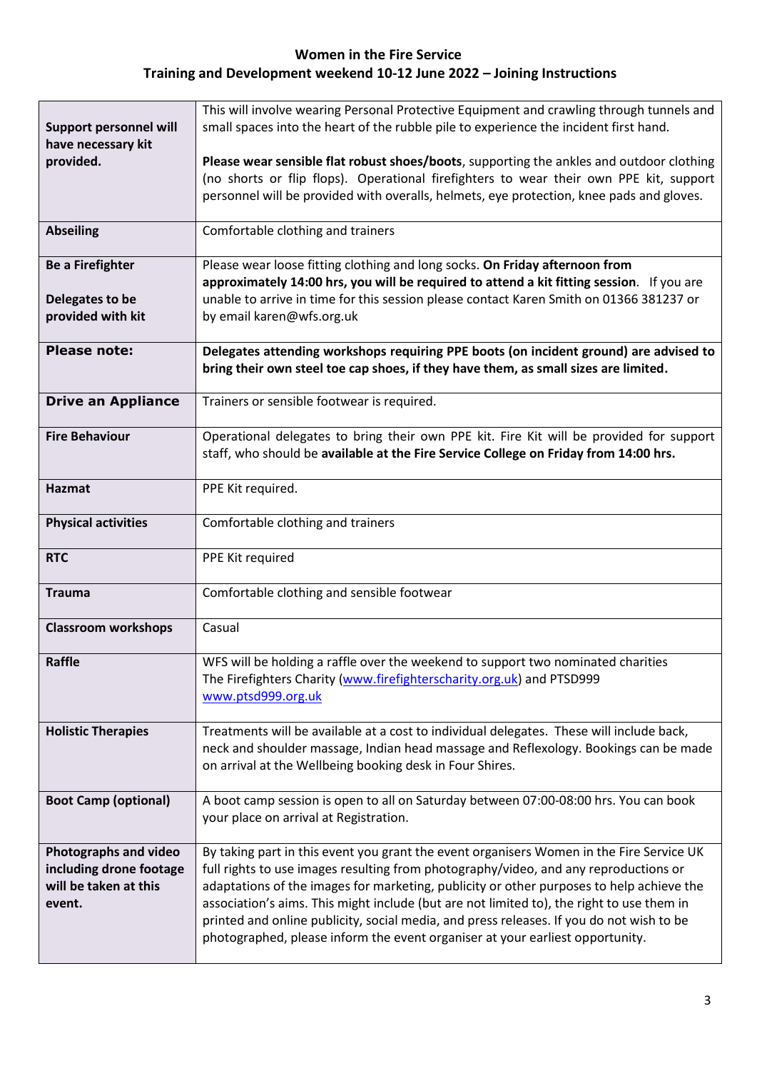**Women in the Fire Service**
**Training and Development weekend 10-12 June 2022 – Joining Instructions**

| | |
|---|---|
| **Support personnel will have necessary kit provided.** | This will involve wearing Personal Protective Equipment and crawling through tunnels and small spaces into the heart of the rubble pile to experience the incident first hand.<br><br>**Please wear sensible flat robust shoes/boots**, supporting the ankles and outdoor clothing (no shorts or flip flops). Operational firefighters to wear their own PPE kit, support personnel will be provided with overalls, helmets, eye protection, knee pads and gloves. |
| **Abseiling** | Comfortable clothing and trainers |
| **Be a Firefighter**<br><br>**Delegates to be provided with kit** | Please wear loose fitting clothing and long socks. **On Friday afternoon from approximately 14:00 hrs, you will be required to attend a kit fitting session**. If you are unable to arrive in time for this session please contact Karen Smith on 01366 381237 or by email karen@wfs.org.uk |
| **Please note:** | **Delegates attending workshops requiring PPE boots (on incident ground) are advised to bring their own steel toe cap shoes, if they have them, as small sizes are limited.** |
| **Drive an Appliance** | Trainers or sensible footwear is required. |
| **Fire Behaviour** | Operational delegates to bring their own PPE kit. Fire Kit will be provided for support staff, who should be **available at the Fire Service College on Friday from 14:00 hrs.** |
| **Hazmat** | PPE Kit required. |
| **Physical activities** | Comfortable clothing and trainers |
| **RTC** | PPE Kit required |
| **Trauma** | Comfortable clothing and sensible footwear |
| **Classroom workshops** | Casual |
| **Raffle** | WFS will be holding a raffle over the weekend to support two nominated charities The Firefighters Charity (www.firefighterscharity.org.uk) and PTSD999 www.ptsd999.org.uk |
| **Holistic Therapies** | Treatments will be available at a cost to individual delegates. These will include back, neck and shoulder massage, Indian head massage and Reflexology. Bookings can be made on arrival at the Wellbeing booking desk in Four Shires. |
| **Boot Camp (optional)** | A boot camp session is open to all on Saturday between 07:00-08:00 hrs. You can book your place on arrival at Registration. |
| **Photographs and video including drone footage will be taken at this event.** | By taking part in this event you grant the event organisers Women in the Fire Service UK full rights to use images resulting from photography/video, and any reproductions or adaptations of the images for marketing, publicity or other purposes to help achieve the association's aims. This might include (but are not limited to), the right to use them in printed and online publicity, social media, and press releases. If you do not wish to be photographed, please inform the event organiser at your earliest opportunity. |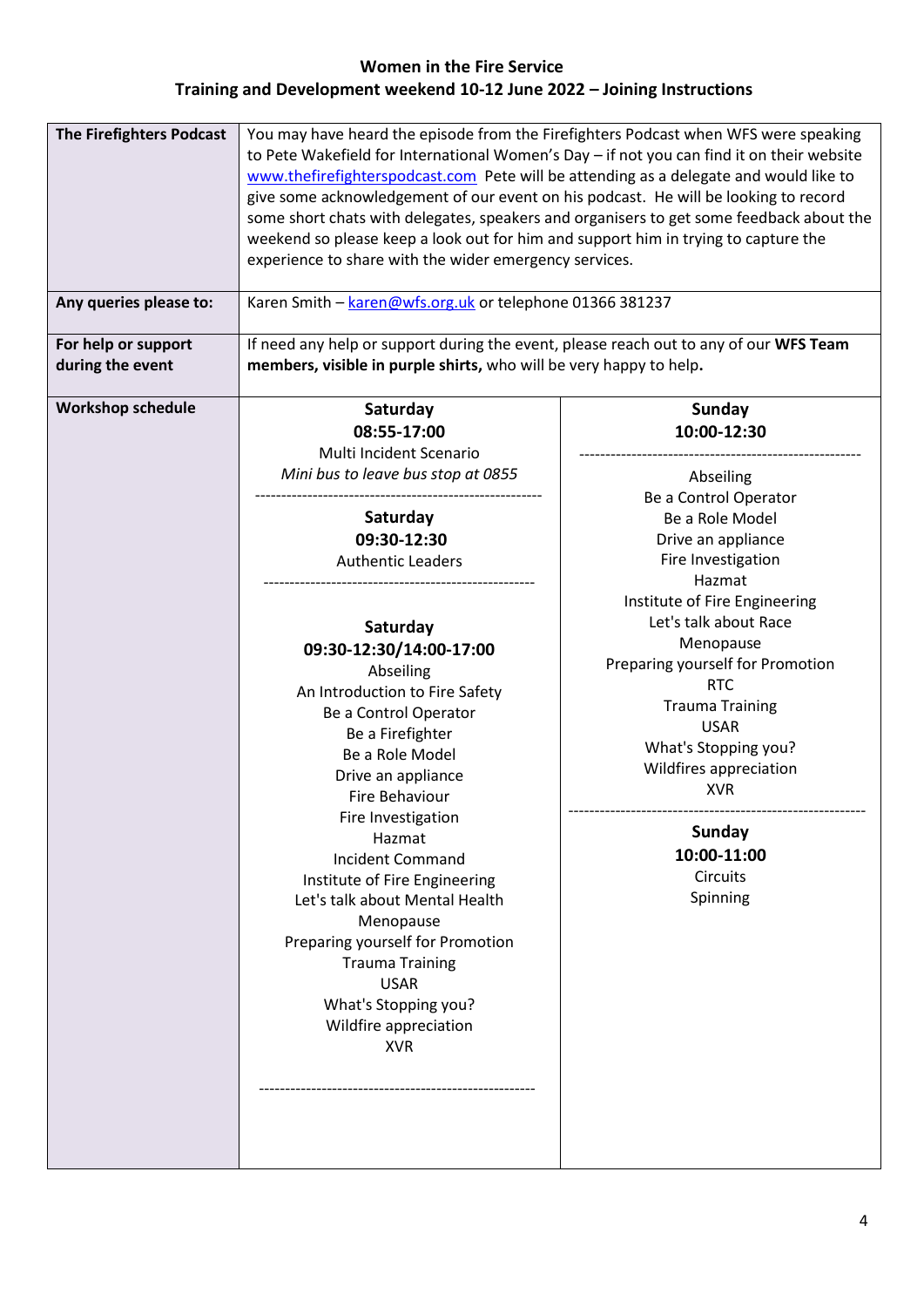**Women in the Fire Service**
**Training and Development weekend 10-12 June 2022 – Joining Instructions**

| | | |
|---|---|---|
| **The Firefighters Podcast** | You may have heard the episode from the Firefighters Podcast when WFS were speaking to Pete Wakefield for International Women's Day – if not you can find it on their website [www.thefirefighterspodcast.com](http://www.thefirefighterspodcast.com) Pete will be attending as a delegate and would like to give some acknowledgement of our event on his podcast. He will be looking to record some short chats with delegates, speakers and organisers to get some feedback about the weekend so please keep a look out for him and support him in trying to capture the experience to share with the wider emergency services. | |
| **Any queries please to:** | Karen Smith – [karen@wfs.org.uk](mailto:karen@wfs.org.uk) or telephone 01366 381237 | |
| **For help or support during the event** | If need any help or support during the event, please reach out to any of our **WFS Team members, visible in purple shirts,** who will be very happy to help. | |
| **Workshop schedule** | **Saturday**<br>**08:55-17:00**<br>Multi Incident Scenario<br>*Mini bus to leave bus stop at 0855*<br>---<br>**Saturday**<br>**09:30-12:30**<br>Authentic Leaders<br>---<br>**Saturday**<br>**09:30-12:30/14:00-17:00**<br>Abseiling<br>An Introduction to Fire Safety<br>Be a Control Operator<br>Be a Firefighter<br>Be a Role Model<br>Drive an appliance<br>Fire Behaviour<br>Fire Investigation<br>Hazmat<br>Incident Command<br>Institute of Fire Engineering<br>Let's talk about Mental Health<br>Menopause<br>Preparing yourself for Promotion<br>Trauma Training<br>USAR<br>What's Stopping you?<br>Wildfire appreciation<br>XVR | **Sunday**<br>**10:00-12:30**<br>---<br>Abseiling<br>Be a Control Operator<br>Be a Role Model<br>Drive an appliance<br>Fire Investigation<br>Hazmat<br>Institute of Fire Engineering<br>Let's talk about Race<br>Menopause<br>Preparing yourself for Promotion<br>RTC<br>Trauma Training<br>USAR<br>What's Stopping you?<br>Wildfires appreciation<br>XVR<br>---<br>**Sunday**<br>**10:00-11:00**<br>Circuits<br>Spinning |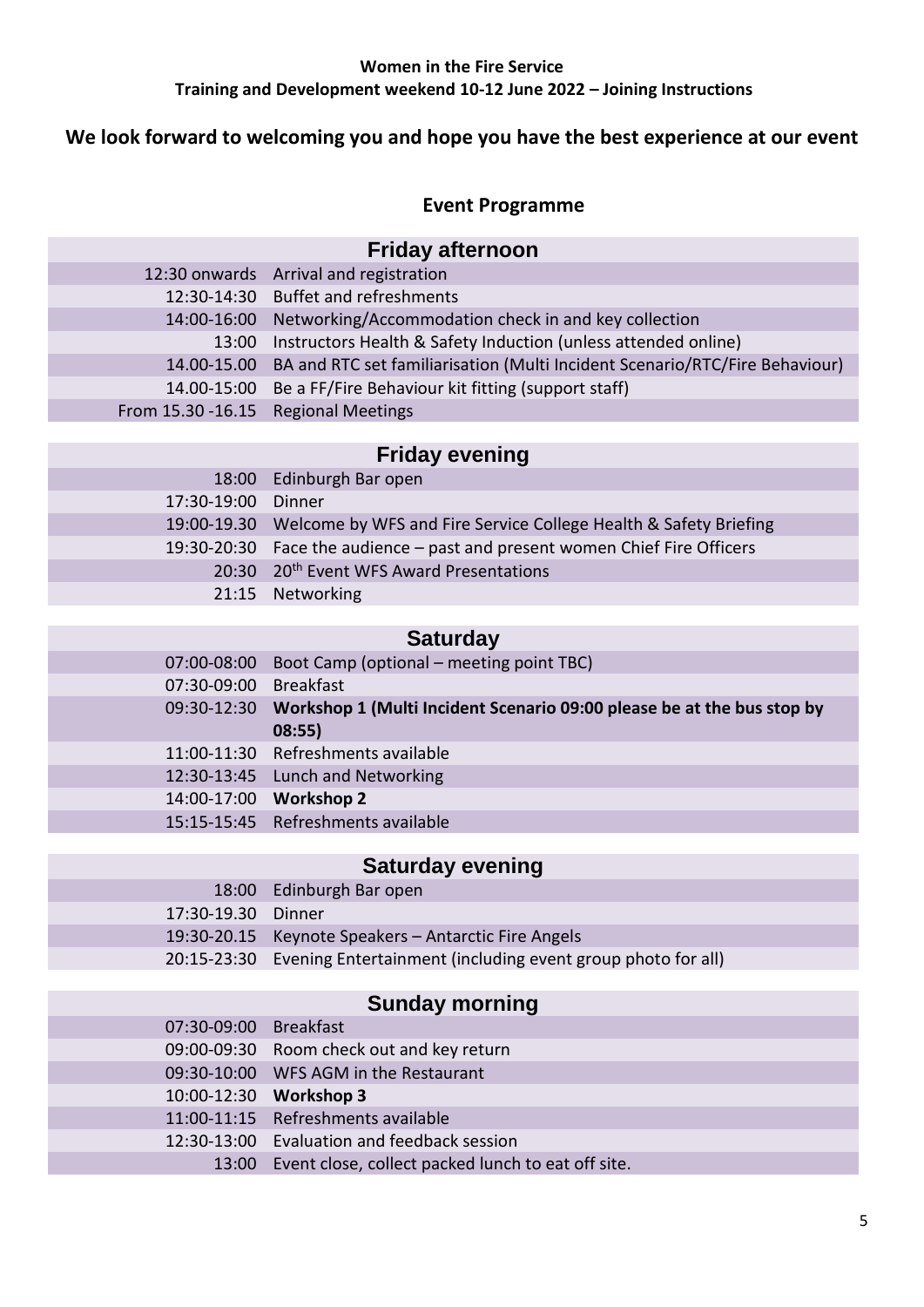**Women in the Fire Service**
**Training and Development weekend 10-12 June 2022 – Joining Instructions**

## We look forward to welcoming you and hope you have the best experience at our event

### Event Programme

| Friday afternoon | |
|---|---|
| 12:30 onwards | Arrival and registration |
| 12:30-14:30 | Buffet and refreshments |
| 14:00-16:00 | Networking/Accommodation check in and key collection |
| 13:00 | Instructors Health & Safety Induction (unless attended online) |
| 14.00-15.00 | BA and RTC set familiarisation (Multi Incident Scenario/RTC/Fire Behaviour) |
| 14.00-15:00 | Be a FF/Fire Behaviour kit fitting (support staff) |
| From 15.30 -16.15 | Regional Meetings |

| Friday evening | |
|---|---|
| 18:00 | Edinburgh Bar open |
| 17:30-19:00 | Dinner |
| 19:00-19.30 | Welcome by WFS and Fire Service College Health & Safety Briefing |
| 19:30-20:30 | Face the audience – past and present women Chief Fire Officers |
| 20:30 | 20th Event WFS Award Presentations |
| 21:15 | Networking |

| Saturday | |
|---|---|
| 07:00-08:00 | Boot Camp (optional – meeting point TBC) |
| 07:30-09:00 | Breakfast |
| 09:30-12:30 | **Workshop 1 (Multi Incident Scenario 09:00 please be at the bus stop by 08:55)** |
| 11:00-11:30 | Refreshments available |
| 12:30-13:45 | Lunch and Networking |
| 14:00-17:00 | **Workshop 2** |
| 15:15-15:45 | Refreshments available |

| Saturday evening | |
|---|---|
| 18:00 | Edinburgh Bar open |
| 17:30-19.30 | Dinner |
| 19:30-20.15 | Keynote Speakers – Antarctic Fire Angels |
| 20:15-23:30 | Evening Entertainment (including event group photo for all) |

| Sunday morning | |
|---|---|
| 07:30-09:00 | Breakfast |
| 09:00-09:30 | Room check out and key return |
| 09:30-10:00 | WFS AGM in the Restaurant |
| 10:00-12:30 | **Workshop 3** |
| 11:00-11:15 | Refreshments available |
| 12:30-13:00 | Evaluation and feedback session |
| 13:00 | Event close, collect packed lunch to eat off site. |